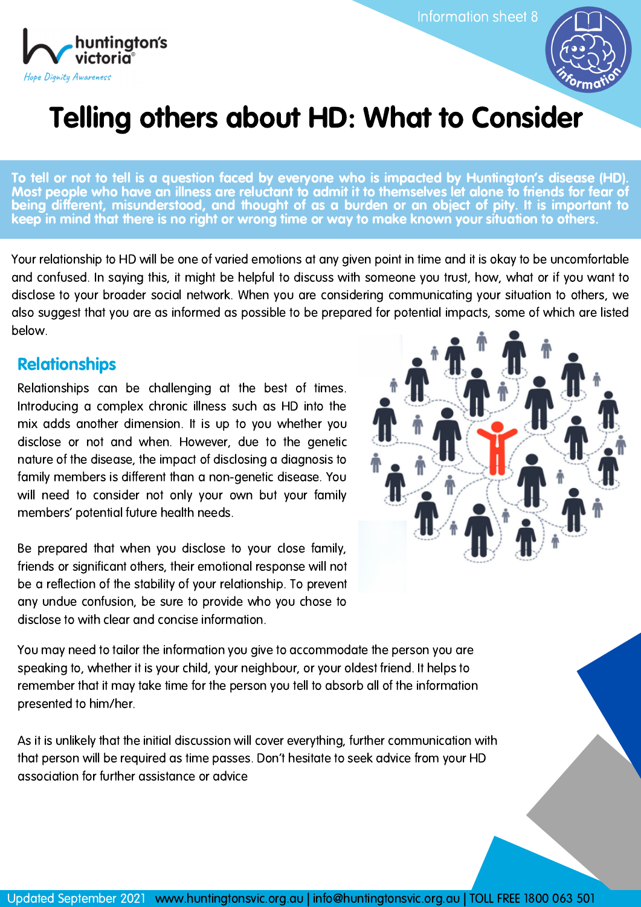# Telling others about HD: What to Consider

**To tell or not to tell is a question faced by everyone who is impacted by Huntington's disease (HD). Most people who have an illness are reluctant to admit it to themselves let alone to friends for fear of being different, misunderstood, and thought of as a burden or an object of pity. It is important to keep in mind that there is no right or wrong time or way to make known your situation to others.**

Your relationship to HD will be one of varied emotions at any given point in time and it is okay to be uncomfortable and confused. In saying this, it might be helpful to discuss with someone you trust, how, what or if you want to disclose to your broader social network. When you are considering communicating your situation to others, we also suggest that you are as informed as possible to be prepared for potential impacts, some of which are listed below.

## Relationships

Relationships can be challenging at the best of times. Introducing a complex chronic illness such as HD into the mix adds another dimension. It is up to you whether you disclose or not and when. However, due to the genetic nature of the disease, the impact of disclosing a diagnosis to family members is different than a non-genetic disease. You will need to consider not only your own but your family members' potential future health needs.

Be prepared that when you disclose to your close family, friends or significant others, their emotional response will not be a reflection of the stability of your relationship. To prevent any undue confusion, be sure to provide who you chose to disclose to with clear and concise information.

You may need to tailor the information you give to accommodate the person you are speaking to, whether it is your child, your neighbour, or your oldest friend. It helps to remember that it may take time for the person you tell to absorb all of the information presented to him/her.

As it is unlikely that the initial discussion will cover everything, further communication with that person will be required as time passes. Don't hesitate to seek advice from your HD association for further assistance or advice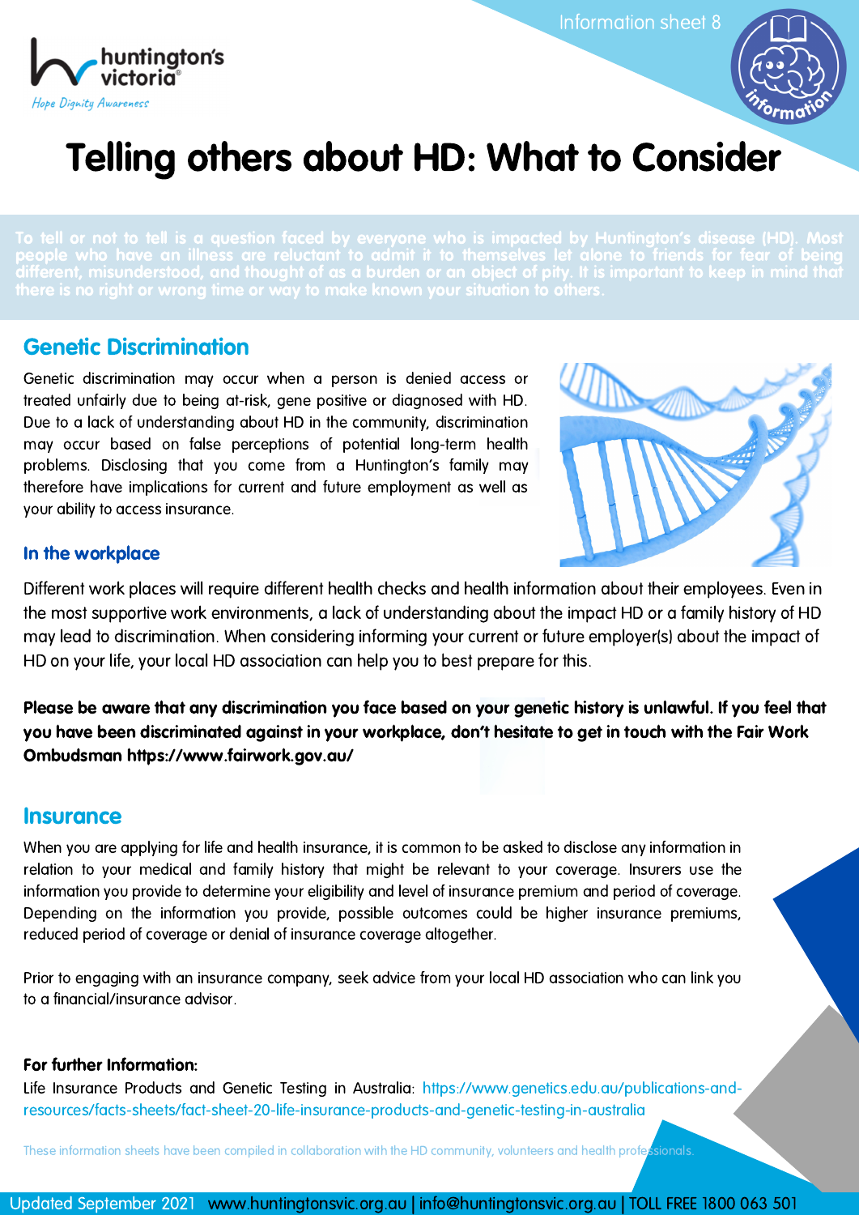# Telling others about HD: What to Consider

To tell or not to tell is a question faced by everyone who is impacted by Huntington's disease (HD). Most people who have an illness are reluctant to admit it to themselves let alone to friends for fear of being different, misunderstood, and thought of as a burden or an object of pity. It is important to keep in mind that there is no right or wrong time or way to make known your situation to others.

## Genetic Discrimination

Genetic discrimination may occur when a person is denied access or treated unfairly due to being at-risk, gene positive or diagnosed with HD. Due to a lack of understanding about HD in the community, discrimination may occur based on false perceptions of potential long-term health problems. Disclosing that you come from a Huntington's family may therefore have implications for current and future employment as well as your ability to access insurance.

### In the workplace

Different work places will require different health checks and health information about their employees. Even in the most supportive work environments, a lack of understanding about the impact HD or a family history of HD may lead to discrimination. When considering informing your current or future employer(s) about the impact of HD on your life, your local HD association can help you to best prepare for this.

**Please be aware that any discrimination you face based on your genetic history is unlawful. If you feel that you have been discriminated against in your workplace, don't hesitate to get in touch with the Fair Work Ombudsman https://www.fairwork.gov.au/**

## Insurance

When you are applying for life and health insurance, it is common to be asked to disclose any information in relation to your medical and family history that might be relevant to your coverage. Insurers use the information you provide to determine your eligibility and level of insurance premium and period of coverage. Depending on the information you provide, possible outcomes could be higher insurance premiums, reduced period of coverage or denial of insurance coverage altogether.

Prior to engaging with an insurance company, seek advice from your local HD association who can link you to a financial/insurance advisor.

**For further Information:**

Life Insurance Products and Genetic Testing in Australia: https://www.genetics.edu.au/publications-and-resources/facts-sheets/fact-sheet-20-life-insurance-products-and-genetic-testing-in-australia

These information sheets have been compiled in collaboration with the HD community, volunteers and health professionals.